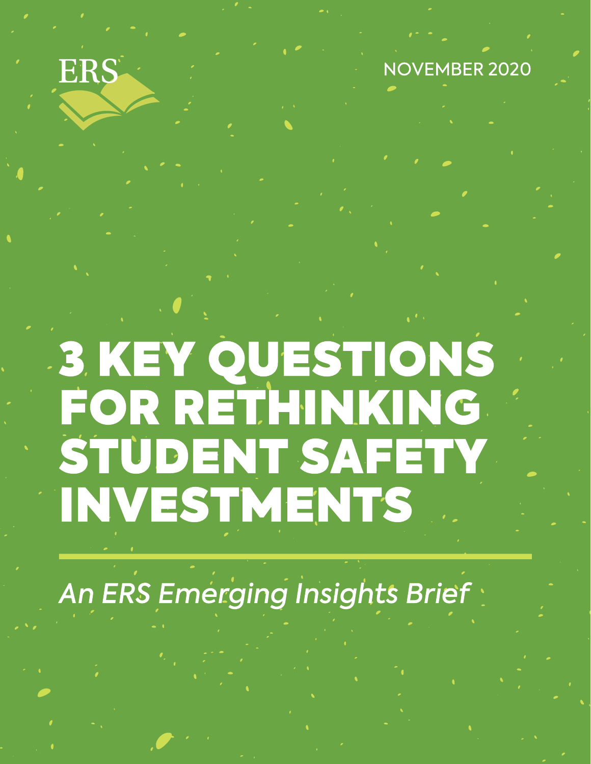ERS

NOVEMBER 2020

# 3 KEY QUESTIONS FOR RETHINKING STUDENT SAFETY INVESTMENTS

*An ERS Emerging Insights Brief*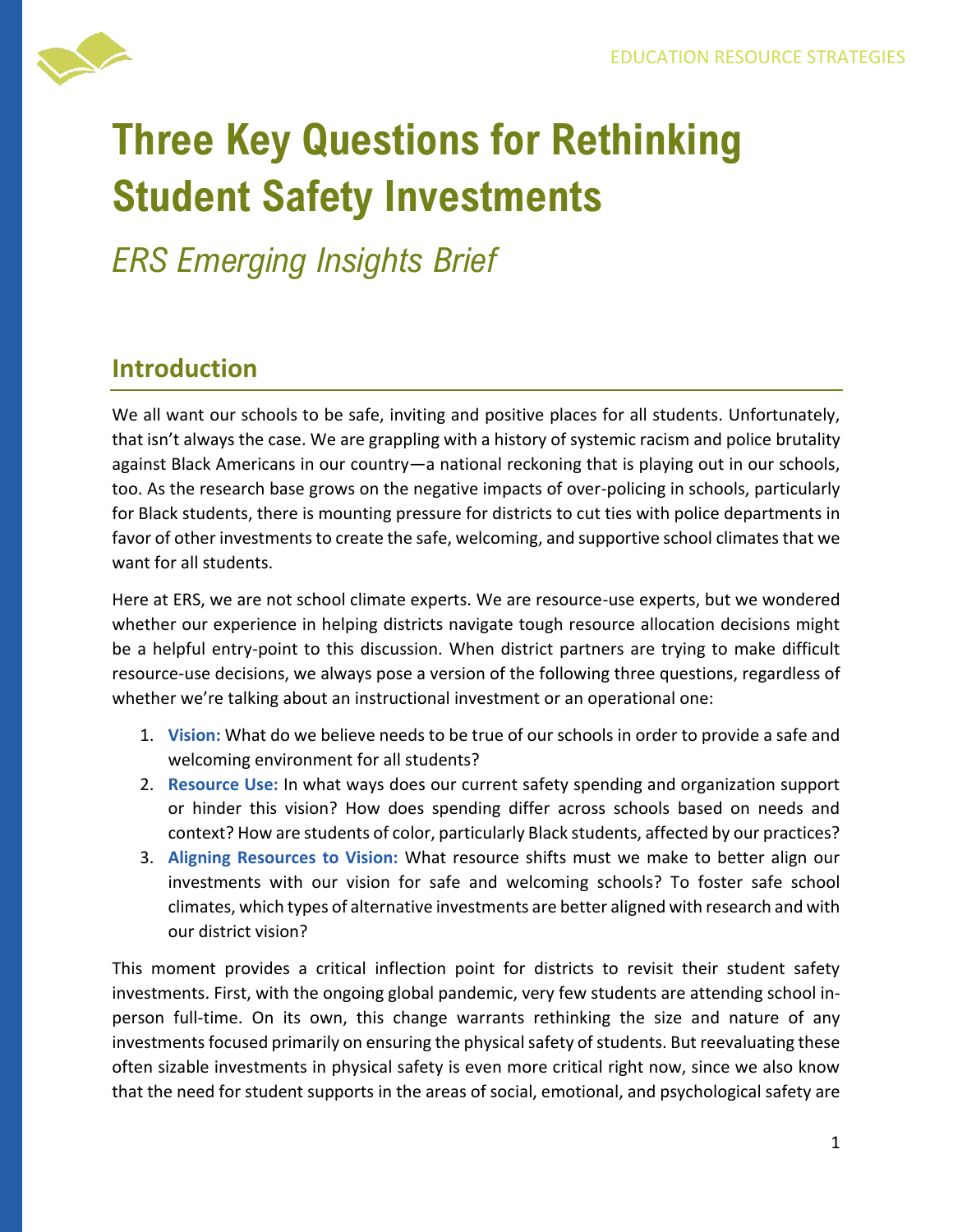# Three Key Questions for Rethinking Student Safety Investments

*ERS Emerging Insights Brief*

## Introduction

We all want our schools to be safe, inviting and positive places for all students. Unfortunately, that isn't always the case. We are grappling with a history of systemic racism and police brutality against Black Americans in our country—a national reckoning that is playing out in our schools, too. As the research base grows on the negative impacts of over-policing in schools, particularly for Black students, there is mounting pressure for districts to cut ties with police departments in favor of other investments to create the safe, welcoming, and supportive school climates that we want for all students.

Here at ERS, we are not school climate experts. We are resource-use experts, but we wondered whether our experience in helping districts navigate tough resource allocation decisions might be a helpful entry-point to this discussion. When district partners are trying to make difficult resource-use decisions, we always pose a version of the following three questions, regardless of whether we're talking about an instructional investment or an operational one:

1. **Vision:** What do we believe needs to be true of our schools in order to provide a safe and welcoming environment for all students?
2. **Resource Use:** In what ways does our current safety spending and organization support or hinder this vision? How does spending differ across schools based on needs and context? How are students of color, particularly Black students, affected by our practices?
3. **Aligning Resources to Vision:** What resource shifts must we make to better align our investments with our vision for safe and welcoming schools? To foster safe school climates, which types of alternative investments are better aligned with research and with our district vision?

This moment provides a critical inflection point for districts to revisit their student safety investments. First, with the ongoing global pandemic, very few students are attending school in-person full-time. On its own, this change warrants rethinking the size and nature of any investments focused primarily on ensuring the physical safety of students. But reevaluating these often sizable investments in physical safety is even more critical right now, since we also know that the need for student supports in the areas of social, emotional, and psychological safety are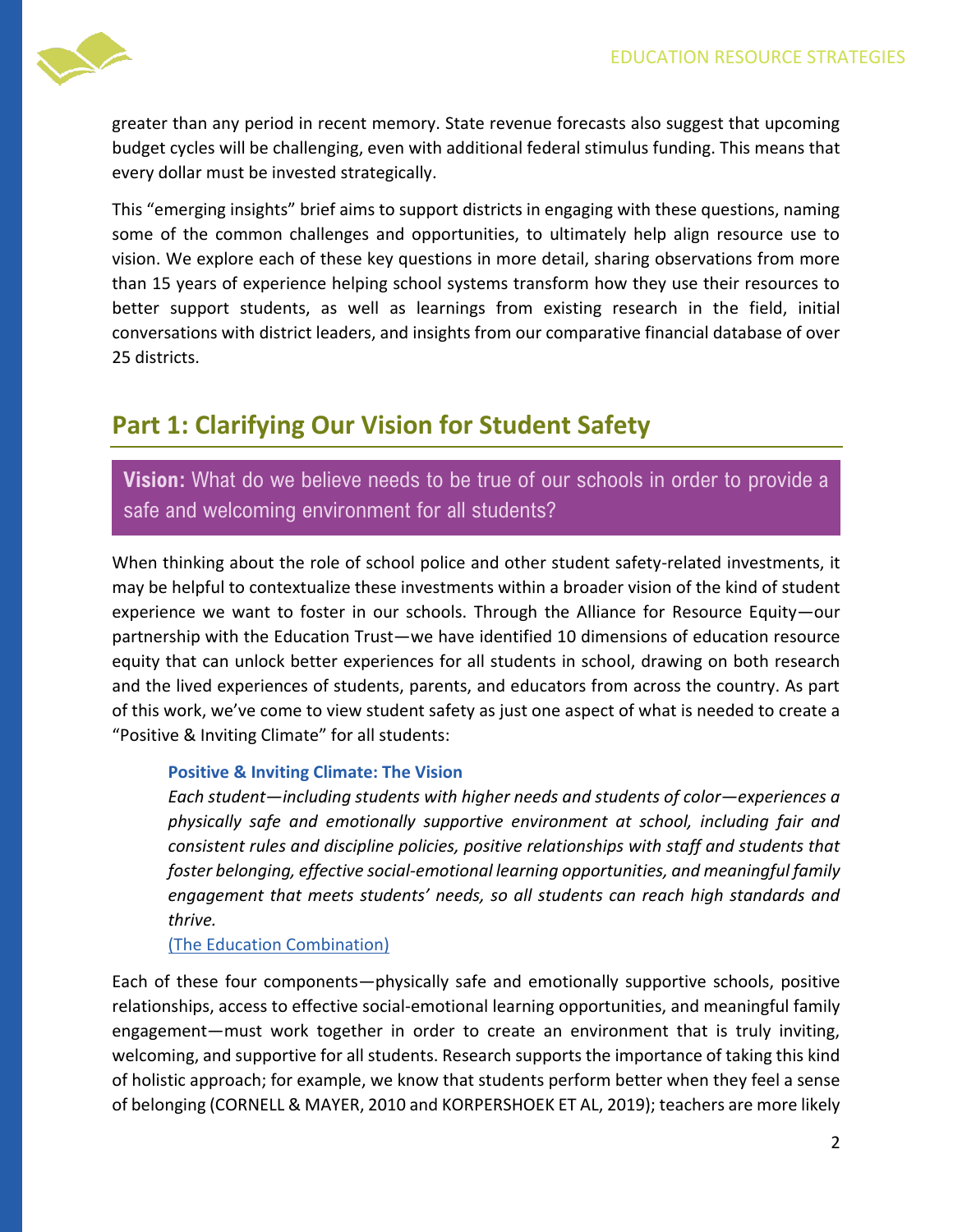greater than any period in recent memory. State revenue forecasts also suggest that upcoming budget cycles will be challenging, even with additional federal stimulus funding. This means that every dollar must be invested strategically.

This "emerging insights" brief aims to support districts in engaging with these questions, naming some of the common challenges and opportunities, to ultimately help align resource use to vision. We explore each of these key questions in more detail, sharing observations from more than 15 years of experience helping school systems transform how they use their resources to better support students, as well as learnings from existing research in the field, initial conversations with district leaders, and insights from our comparative financial database of over 25 districts.

## Part 1: Clarifying Our Vision for Student Safety

**Vision:** What do we believe needs to be true of our schools in order to provide a safe and welcoming environment for all students?

When thinking about the role of school police and other student safety-related investments, it may be helpful to contextualize these investments within a broader vision of the kind of student experience we want to foster in our schools. Through the Alliance for Resource Equity—our partnership with the Education Trust—we have identified 10 dimensions of education resource equity that can unlock better experiences for all students in school, drawing on both research and the lived experiences of students, parents, and educators from across the country. As part of this work, we've come to view student safety as just one aspect of what is needed to create a "Positive & Inviting Climate" for all students:

> **Positive & Inviting Climate: The Vision**
>
> *Each student—including students with higher needs and students of color—experiences a physically safe and emotionally supportive environment at school, including fair and consistent rules and discipline policies, positive relationships with staff and students that foster belonging, effective social-emotional learning opportunities, and meaningful family engagement that meets students' needs, so all students can reach high standards and thrive.*
>
> (The Education Combination)

Each of these four components—physically safe and emotionally supportive schools, positive relationships, access to effective social-emotional learning opportunities, and meaningful family engagement—must work together in order to create an environment that is truly inviting, welcoming, and supportive for all students. Research supports the importance of taking this kind of holistic approach; for example, we know that students perform better when they feel a sense of belonging (CORNELL & MAYER, 2010 and KORPERSHOEK ET AL, 2019); teachers are more likely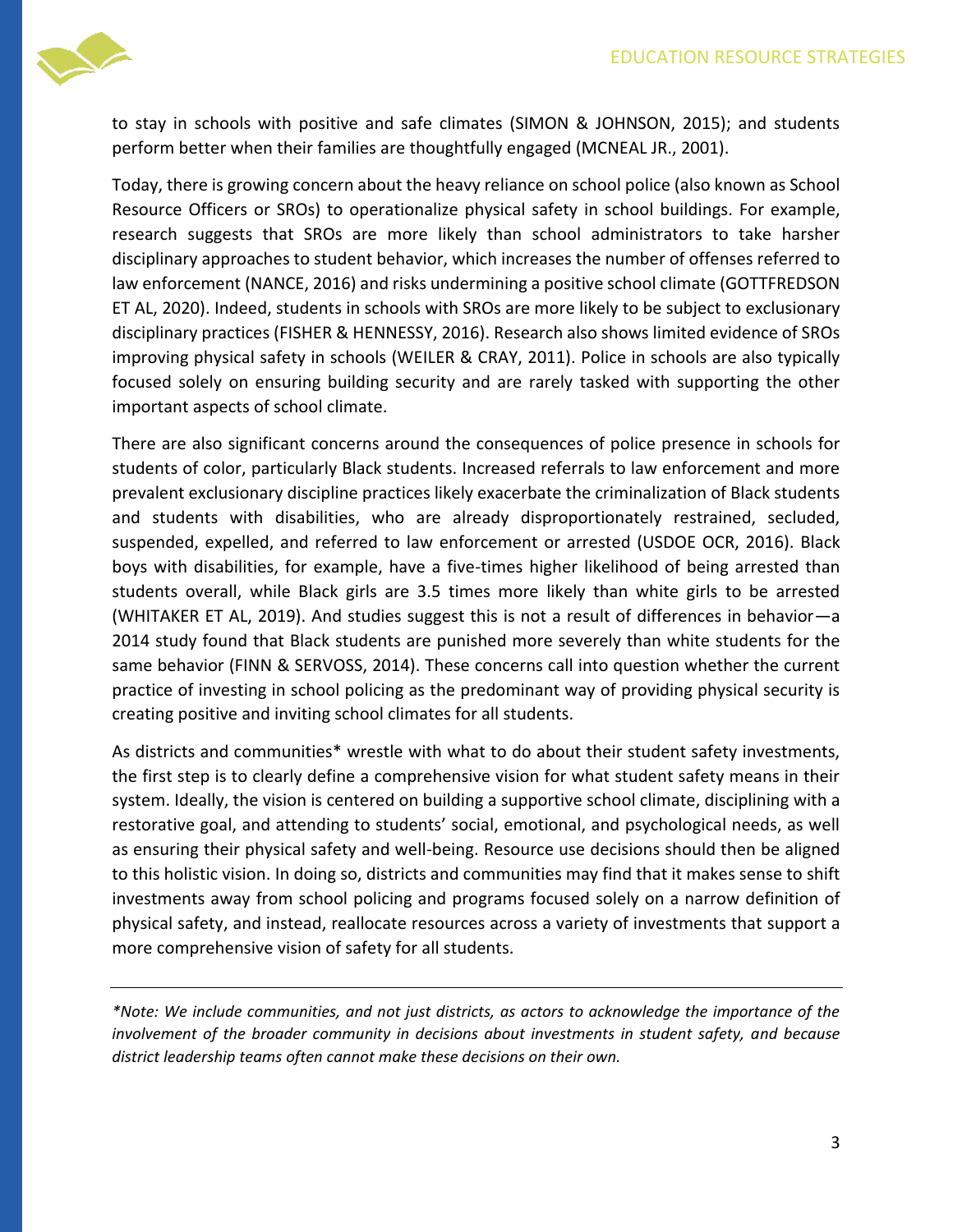to stay in schools with positive and safe climates (SIMON & JOHNSON, 2015); and students perform better when their families are thoughtfully engaged (MCNEAL JR., 2001).

Today, there is growing concern about the heavy reliance on school police (also known as School Resource Officers or SROs) to operationalize physical safety in school buildings. For example, research suggests that SROs are more likely than school administrators to take harsher disciplinary approaches to student behavior, which increases the number of offenses referred to law enforcement (NANCE, 2016) and risks undermining a positive school climate (GOTTFREDSON ET AL, 2020). Indeed, students in schools with SROs are more likely to be subject to exclusionary disciplinary practices (FISHER & HENNESSY, 2016). Research also shows limited evidence of SROs improving physical safety in schools (WEILER & CRAY, 2011). Police in schools are also typically focused solely on ensuring building security and are rarely tasked with supporting the other important aspects of school climate.

There are also significant concerns around the consequences of police presence in schools for students of color, particularly Black students. Increased referrals to law enforcement and more prevalent exclusionary discipline practices likely exacerbate the criminalization of Black students and students with disabilities, who are already disproportionately restrained, secluded, suspended, expelled, and referred to law enforcement or arrested (USDOE OCR, 2016). Black boys with disabilities, for example, have a five-times higher likelihood of being arrested than students overall, while Black girls are 3.5 times more likely than white girls to be arrested (WHITAKER ET AL, 2019). And studies suggest this is not a result of differences in behavior—a 2014 study found that Black students are punished more severely than white students for the same behavior (FINN & SERVOSS, 2014). These concerns call into question whether the current practice of investing in school policing as the predominant way of providing physical security is creating positive and inviting school climates for all students.

As districts and communities* wrestle with what to do about their student safety investments, the first step is to clearly define a comprehensive vision for what student safety means in their system. Ideally, the vision is centered on building a supportive school climate, disciplining with a restorative goal, and attending to students' social, emotional, and psychological needs, as well as ensuring their physical safety and well-being. Resource use decisions should then be aligned to this holistic vision. In doing so, districts and communities may find that it makes sense to shift investments away from school policing and programs focused solely on a narrow definition of physical safety, and instead, reallocate resources across a variety of investments that support a more comprehensive vision of safety for all students.

---

*\*Note: We include communities, and not just districts, as actors to acknowledge the importance of the involvement of the broader community in decisions about investments in student safety, and because district leadership teams often cannot make these decisions on their own.*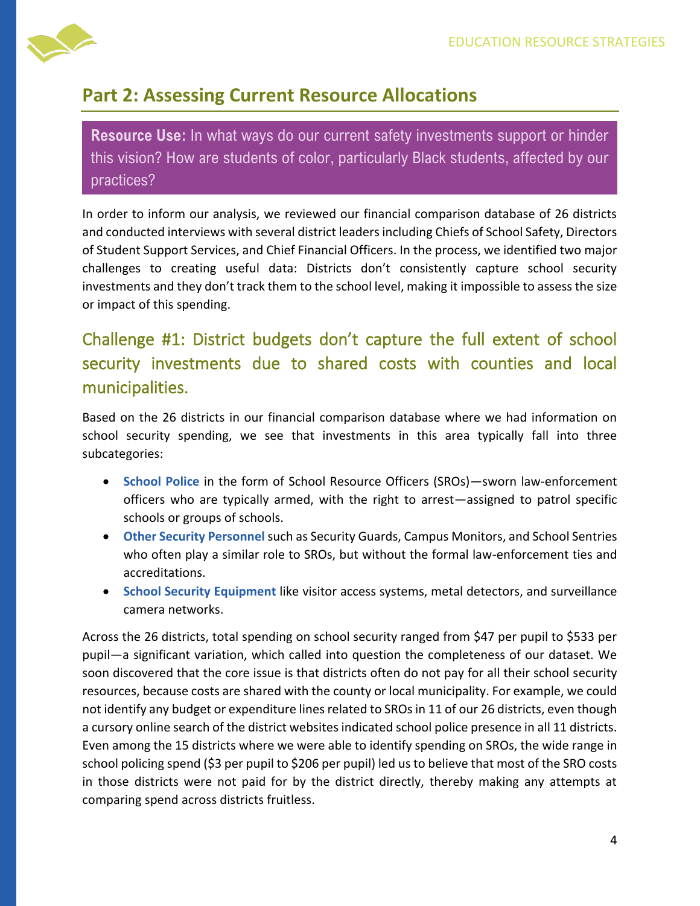## Part 2: Assessing Current Resource Allocations

**Resource Use:** In what ways do our current safety investments support or hinder this vision? How are students of color, particularly Black students, affected by our practices?

In order to inform our analysis, we reviewed our financial comparison database of 26 districts and conducted interviews with several district leaders including Chiefs of School Safety, Directors of Student Support Services, and Chief Financial Officers. In the process, we identified two major challenges to creating useful data: Districts don't consistently capture school security investments and they don't track them to the school level, making it impossible to assess the size or impact of this spending.

### Challenge #1: District budgets don't capture the full extent of school security investments due to shared costs with counties and local municipalities.

Based on the 26 districts in our financial comparison database where we had information on school security spending, we see that investments in this area typically fall into three subcategories:

- **School Police** in the form of School Resource Officers (SROs)—sworn law-enforcement officers who are typically armed, with the right to arrest—assigned to patrol specific schools or groups of schools.
- **Other Security Personnel** such as Security Guards, Campus Monitors, and School Sentries who often play a similar role to SROs, but without the formal law-enforcement ties and accreditations.
- **School Security Equipment** like visitor access systems, metal detectors, and surveillance camera networks.

Across the 26 districts, total spending on school security ranged from $47 per pupil to $533 per pupil—a significant variation, which called into question the completeness of our dataset. We soon discovered that the core issue is that districts often do not pay for all their school security resources, because costs are shared with the county or local municipality. For example, we could not identify any budget or expenditure lines related to SROs in 11 of our 26 districts, even though a cursory online search of the district websites indicated school police presence in all 11 districts. Even among the 15 districts where we were able to identify spending on SROs, the wide range in school policing spend ($3 per pupil to $206 per pupil) led us to believe that most of the SRO costs in those districts were not paid for by the district directly, thereby making any attempts at comparing spend across districts fruitless.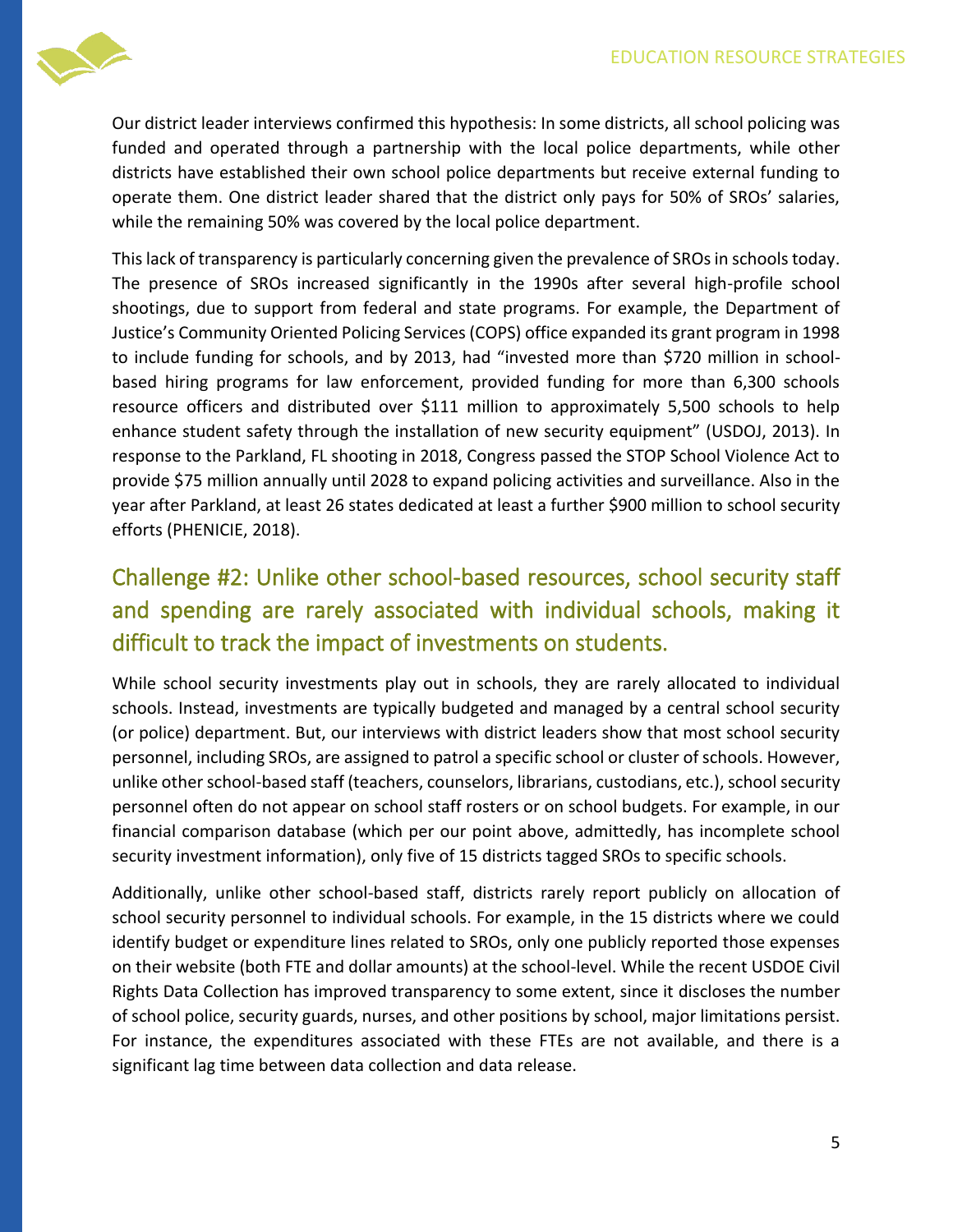Our district leader interviews confirmed this hypothesis: In some districts, all school policing was funded and operated through a partnership with the local police departments, while other districts have established their own school police departments but receive external funding to operate them. One district leader shared that the district only pays for 50% of SROs' salaries, while the remaining 50% was covered by the local police department.

This lack of transparency is particularly concerning given the prevalence of SROs in schools today. The presence of SROs increased significantly in the 1990s after several high-profile school shootings, due to support from federal and state programs. For example, the Department of Justice's Community Oriented Policing Services (COPS) office expanded its grant program in 1998 to include funding for schools, and by 2013, had "invested more than $720 million in school-based hiring programs for law enforcement, provided funding for more than 6,300 schools resource officers and distributed over $111 million to approximately 5,500 schools to help enhance student safety through the installation of new security equipment" (USDOJ, 2013). In response to the Parkland, FL shooting in 2018, Congress passed the STOP School Violence Act to provide $75 million annually until 2028 to expand policing activities and surveillance. Also in the year after Parkland, at least 26 states dedicated at least a further $900 million to school security efforts (PHENICIE, 2018).

## Challenge #2: Unlike other school-based resources, school security staff and spending are rarely associated with individual schools, making it difficult to track the impact of investments on students.

While school security investments play out in schools, they are rarely allocated to individual schools. Instead, investments are typically budgeted and managed by a central school security (or police) department. But, our interviews with district leaders show that most school security personnel, including SROs, are assigned to patrol a specific school or cluster of schools. However, unlike other school-based staff (teachers, counselors, librarians, custodians, etc.), school security personnel often do not appear on school staff rosters or on school budgets. For example, in our financial comparison database (which per our point above, admittedly, has incomplete school security investment information), only five of 15 districts tagged SROs to specific schools.

Additionally, unlike other school-based staff, districts rarely report publicly on allocation of school security personnel to individual schools. For example, in the 15 districts where we could identify budget or expenditure lines related to SROs, only one publicly reported those expenses on their website (both FTE and dollar amounts) at the school-level. While the recent USDOE Civil Rights Data Collection has improved transparency to some extent, since it discloses the number of school police, security guards, nurses, and other positions by school, major limitations persist. For instance, the expenditures associated with these FTEs are not available, and there is a significant lag time between data collection and data release.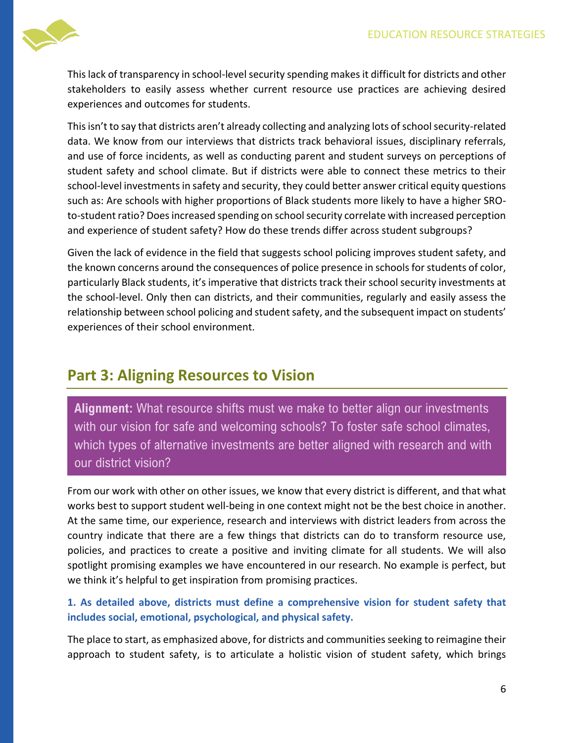This lack of transparency in school-level security spending makes it difficult for districts and other stakeholders to easily assess whether current resource use practices are achieving desired experiences and outcomes for students.

This isn't to say that districts aren't already collecting and analyzing lots of school security-related data. We know from our interviews that districts track behavioral issues, disciplinary referrals, and use of force incidents, as well as conducting parent and student surveys on perceptions of student safety and school climate. But if districts were able to connect these metrics to their school-level investments in safety and security, they could better answer critical equity questions such as: Are schools with higher proportions of Black students more likely to have a higher SRO-to-student ratio? Does increased spending on school security correlate with increased perception and experience of student safety? How do these trends differ across student subgroups?

Given the lack of evidence in the field that suggests school policing improves student safety, and the known concerns around the consequences of police presence in schools for students of color, particularly Black students, it's imperative that districts track their school security investments at the school-level. Only then can districts, and their communities, regularly and easily assess the relationship between school policing and student safety, and the subsequent impact on students' experiences of their school environment.

## Part 3: Aligning Resources to Vision

**Alignment:** What resource shifts must we make to better align our investments with our vision for safe and welcoming schools? To foster safe school climates, which types of alternative investments are better aligned with research and with our district vision?

From our work with other on other issues, we know that every district is different, and that what works best to support student well-being in one context might not be the best choice in another. At the same time, our experience, research and interviews with district leaders from across the country indicate that there are a few things that districts can do to transform resource use, policies, and practices to create a positive and inviting climate for all students. We will also spotlight promising examples we have encountered in our research. No example is perfect, but we think it's helpful to get inspiration from promising practices.

**1. As detailed above, districts must define a comprehensive vision for student safety that includes social, emotional, psychological, and physical safety.**

The place to start, as emphasized above, for districts and communities seeking to reimagine their approach to student safety, is to articulate a holistic vision of student safety, which brings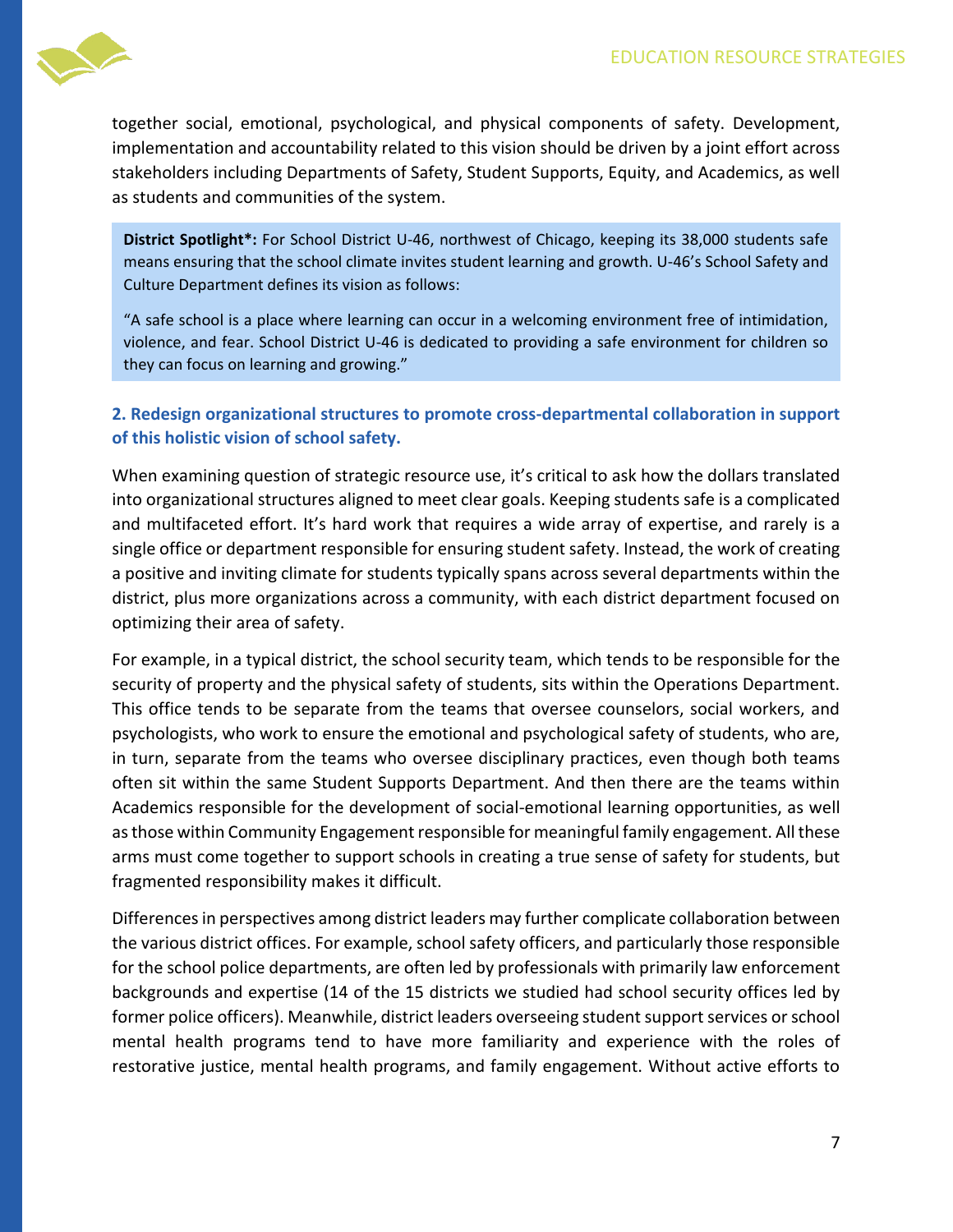together social, emotional, psychological, and physical components of safety. Development, implementation and accountability related to this vision should be driven by a joint effort across stakeholders including Departments of Safety, Student Supports, Equity, and Academics, as well as students and communities of the system.

> **District Spotlight*:** For School District U-46, northwest of Chicago, keeping its 38,000 students safe means ensuring that the school climate invites student learning and growth. U-46's School Safety and Culture Department defines its vision as follows:
>
> "A safe school is a place where learning can occur in a welcoming environment free of intimidation, violence, and fear. School District U-46 is dedicated to providing a safe environment for children so they can focus on learning and growing."

### 2. Redesign organizational structures to promote cross-departmental collaboration in support of this holistic vision of school safety.

When examining question of strategic resource use, it's critical to ask how the dollars translated into organizational structures aligned to meet clear goals. Keeping students safe is a complicated and multifaceted effort. It's hard work that requires a wide array of expertise, and rarely is a single office or department responsible for ensuring student safety. Instead, the work of creating a positive and inviting climate for students typically spans across several departments within the district, plus more organizations across a community, with each district department focused on optimizing their area of safety.

For example, in a typical district, the school security team, which tends to be responsible for the security of property and the physical safety of students, sits within the Operations Department. This office tends to be separate from the teams that oversee counselors, social workers, and psychologists, who work to ensure the emotional and psychological safety of students, who are, in turn, separate from the teams who oversee disciplinary practices, even though both teams often sit within the same Student Supports Department. And then there are the teams within Academics responsible for the development of social-emotional learning opportunities, as well as those within Community Engagement responsible for meaningful family engagement. All these arms must come together to support schools in creating a true sense of safety for students, but fragmented responsibility makes it difficult.

Differences in perspectives among district leaders may further complicate collaboration between the various district offices. For example, school safety officers, and particularly those responsible for the school police departments, are often led by professionals with primarily law enforcement backgrounds and expertise (14 of the 15 districts we studied had school security offices led by former police officers). Meanwhile, district leaders overseeing student support services or school mental health programs tend to have more familiarity and experience with the roles of restorative justice, mental health programs, and family engagement. Without active efforts to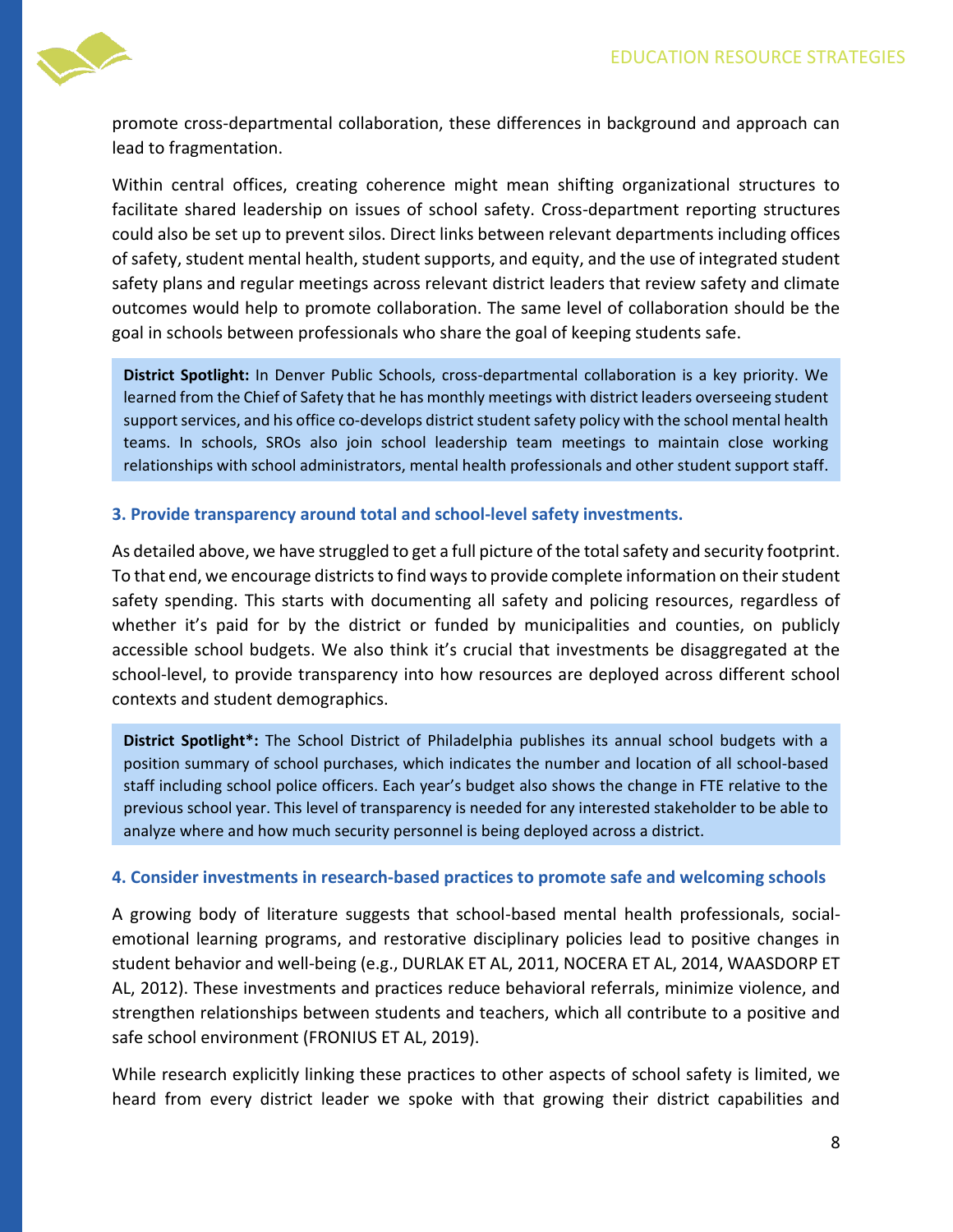promote cross-departmental collaboration, these differences in background and approach can lead to fragmentation.

Within central offices, creating coherence might mean shifting organizational structures to facilitate shared leadership on issues of school safety. Cross-department reporting structures could also be set up to prevent silos. Direct links between relevant departments including offices of safety, student mental health, student supports, and equity, and the use of integrated student safety plans and regular meetings across relevant district leaders that review safety and climate outcomes would help to promote collaboration. The same level of collaboration should be the goal in schools between professionals who share the goal of keeping students safe.

> **District Spotlight:** In Denver Public Schools, cross-departmental collaboration is a key priority. We learned from the Chief of Safety that he has monthly meetings with district leaders overseeing student support services, and his office co-develops district student safety policy with the school mental health teams. In schools, SROs also join school leadership team meetings to maintain close working relationships with school administrators, mental health professionals and other student support staff.

### 3. Provide transparency around total and school-level safety investments.

As detailed above, we have struggled to get a full picture of the total safety and security footprint. To that end, we encourage districts to find ways to provide complete information on their student safety spending. This starts with documenting all safety and policing resources, regardless of whether it's paid for by the district or funded by municipalities and counties, on publicly accessible school budgets. We also think it's crucial that investments be disaggregated at the school-level, to provide transparency into how resources are deployed across different school contexts and student demographics.

> **District Spotlight*:** The School District of Philadelphia publishes its annual school budgets with a position summary of school purchases, which indicates the number and location of all school-based staff including school police officers. Each year's budget also shows the change in FTE relative to the previous school year. This level of transparency is needed for any interested stakeholder to be able to analyze where and how much security personnel is being deployed across a district.

### 4. Consider investments in research-based practices to promote safe and welcoming schools

A growing body of literature suggests that school-based mental health professionals, social-emotional learning programs, and restorative disciplinary policies lead to positive changes in student behavior and well-being (e.g., DURLAK ET AL, 2011, NOCERA ET AL, 2014, WAASDORP ET AL, 2012). These investments and practices reduce behavioral referrals, minimize violence, and strengthen relationships between students and teachers, which all contribute to a positive and safe school environment (FRONIUS ET AL, 2019).

While research explicitly linking these practices to other aspects of school safety is limited, we heard from every district leader we spoke with that growing their district capabilities and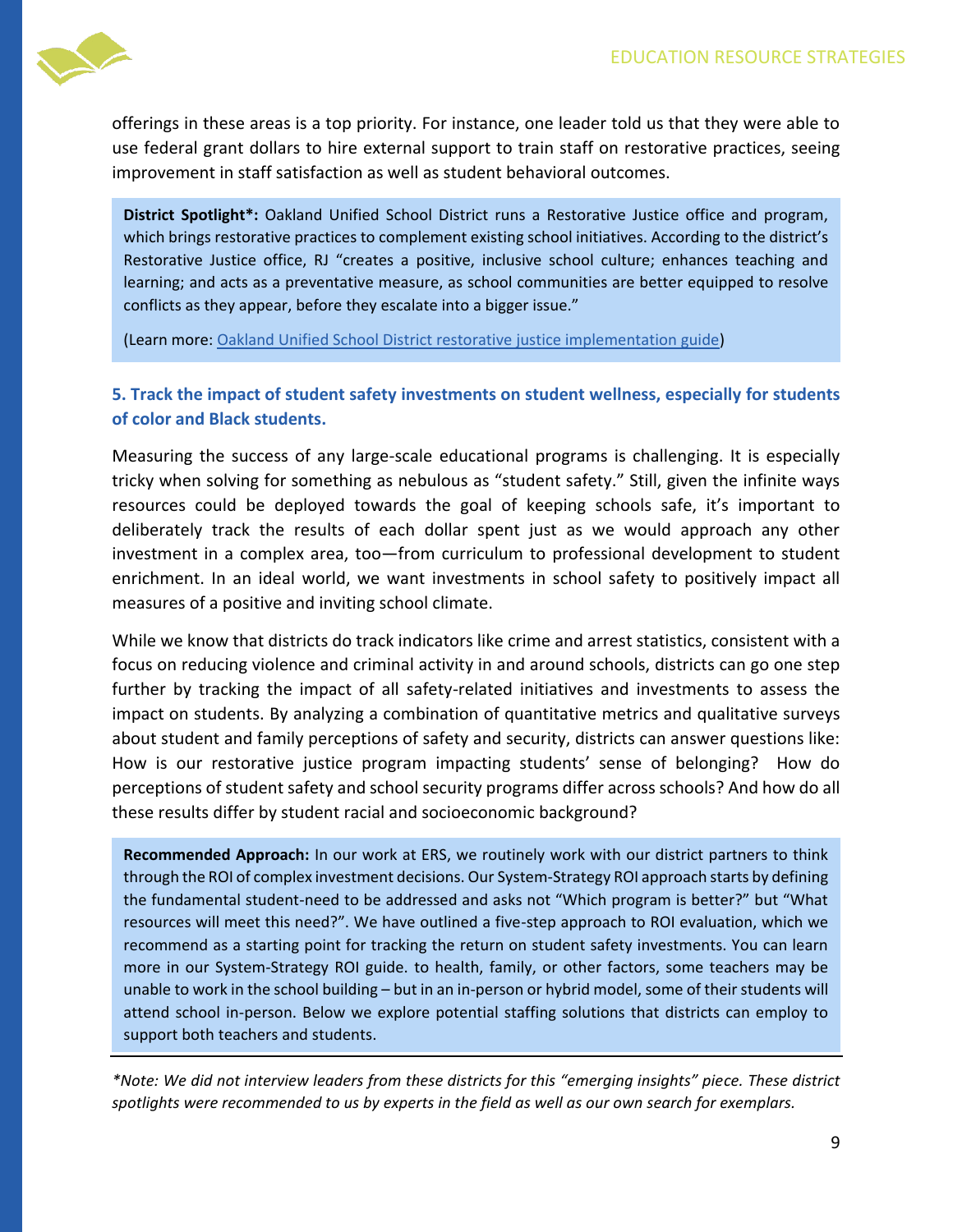offerings in these areas is a top priority. For instance, one leader told us that they were able to use federal grant dollars to hire external support to train staff on restorative practices, seeing improvement in staff satisfaction as well as student behavioral outcomes.

> **District Spotlight*:** Oakland Unified School District runs a Restorative Justice office and program, which brings restorative practices to complement existing school initiatives. According to the district's Restorative Justice office, RJ "creates a positive, inclusive school culture; enhances teaching and learning; and acts as a preventative measure, as school communities are better equipped to resolve conflicts as they appear, before they escalate into a bigger issue."
>
> (Learn more: Oakland Unified School District restorative justice implementation guide)

### 5. Track the impact of student safety investments on student wellness, especially for students of color and Black students.

Measuring the success of any large-scale educational programs is challenging. It is especially tricky when solving for something as nebulous as "student safety." Still, given the infinite ways resources could be deployed towards the goal of keeping schools safe, it's important to deliberately track the results of each dollar spent just as we would approach any other investment in a complex area, too—from curriculum to professional development to student enrichment. In an ideal world, we want investments in school safety to positively impact all measures of a positive and inviting school climate.

While we know that districts do track indicators like crime and arrest statistics, consistent with a focus on reducing violence and criminal activity in and around schools, districts can go one step further by tracking the impact of all safety-related initiatives and investments to assess the impact on students. By analyzing a combination of quantitative metrics and qualitative surveys about student and family perceptions of safety and security, districts can answer questions like: How is our restorative justice program impacting students' sense of belonging? How do perceptions of student safety and school security programs differ across schools? And how do all these results differ by student racial and socioeconomic background?

> **Recommended Approach:** In our work at ERS, we routinely work with our district partners to think through the ROI of complex investment decisions. Our System-Strategy ROI approach starts by defining the fundamental student-need to be addressed and asks not "Which program is better?" but "What resources will meet this need?". We have outlined a five-step approach to ROI evaluation, which we recommend as a starting point for tracking the return on student safety investments. You can learn more in our System-Strategy ROI guide. to health, family, or other factors, some teachers may be unable to work in the school building – but in an in-person or hybrid model, some of their students will attend school in-person. Below we explore potential staffing solutions that districts can employ to support both teachers and students.

*\*Note: We did not interview leaders from these districts for this "emerging insights" piece. These district spotlights were recommended to us by experts in the field as well as our own search for exemplars.*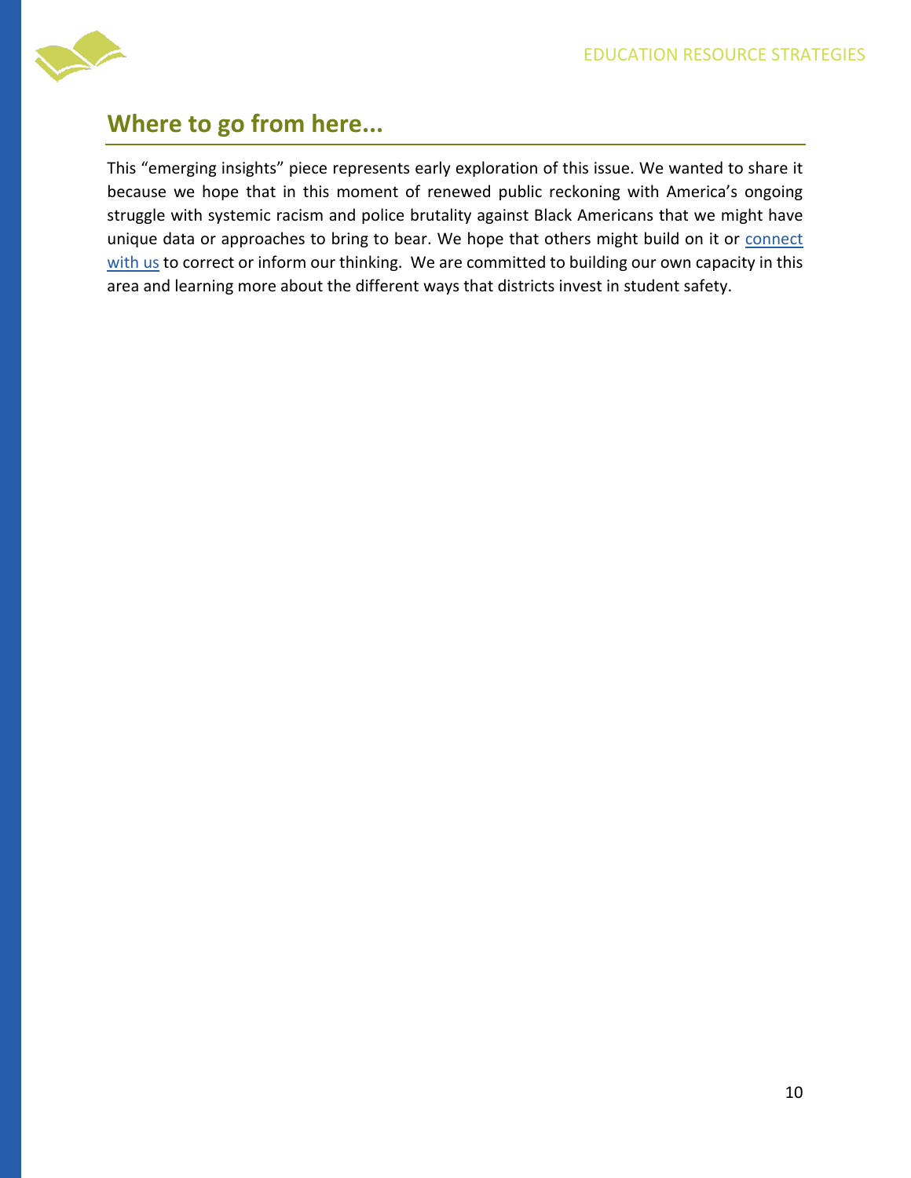## Where to go from here...

This "emerging insights" piece represents early exploration of this issue. We wanted to share it because we hope that in this moment of renewed public reckoning with America's ongoing struggle with systemic racism and police brutality against Black Americans that we might have unique data or approaches to bring to bear. We hope that others might build on it or connect with us to correct or inform our thinking. We are committed to building our own capacity in this area and learning more about the different ways that districts invest in student safety.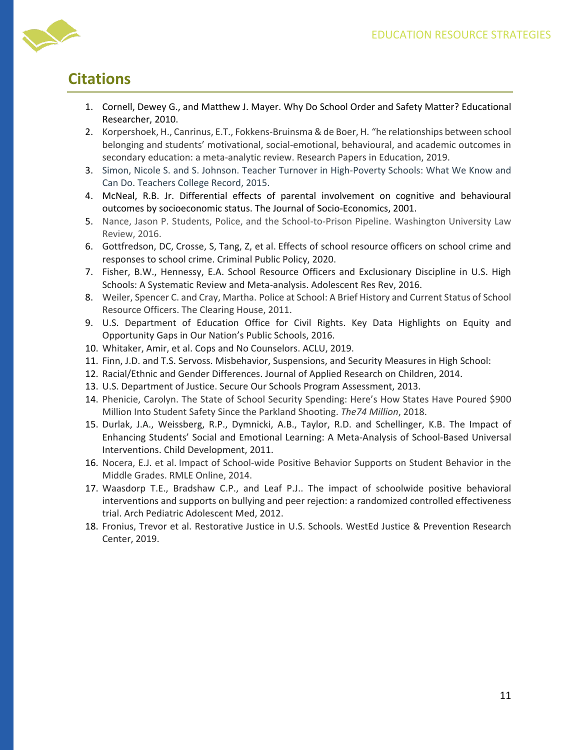## Citations

1. Cornell, Dewey G., and Matthew J. Mayer. Why Do School Order and Safety Matter? Educational Researcher, 2010.
2. Korpershoek, H., Canrinus, E.T., Fokkens-Bruinsma & de Boer, H. "he relationships between school belonging and students' motivational, social-emotional, behavioural, and academic outcomes in secondary education: a meta-analytic review. Research Papers in Education, 2019.
3. Simon, Nicole S. and S. Johnson. Teacher Turnover in High-Poverty Schools: What We Know and Can Do. Teachers College Record, 2015.
4. McNeal, R.B. Jr. Differential effects of parental involvement on cognitive and behavioural outcomes by socioeconomic status. The Journal of Socio-Economics, 2001.
5. Nance, Jason P. Students, Police, and the School-to-Prison Pipeline. Washington University Law Review, 2016.
6. Gottfredson, DC, Crosse, S, Tang, Z, et al. Effects of school resource officers on school crime and responses to school crime. Criminal Public Policy, 2020.
7. Fisher, B.W., Hennessy, E.A. School Resource Officers and Exclusionary Discipline in U.S. High Schools: A Systematic Review and Meta-analysis. Adolescent Res Rev, 2016.
8. Weiler, Spencer C. and Cray, Martha. Police at School: A Brief History and Current Status of School Resource Officers. The Clearing House, 2011.
9. U.S. Department of Education Office for Civil Rights. Key Data Highlights on Equity and Opportunity Gaps in Our Nation's Public Schools, 2016.
10. Whitaker, Amir, et al. Cops and No Counselors. ACLU, 2019.
11. Finn, J.D. and T.S. Servoss. Misbehavior, Suspensions, and Security Measures in High School:
12. Racial/Ethnic and Gender Differences. Journal of Applied Research on Children, 2014.
13. U.S. Department of Justice. Secure Our Schools Program Assessment, 2013.
14. Phenicie, Carolyn. The State of School Security Spending: Here's How States Have Poured $900 Million Into Student Safety Since the Parkland Shooting. *The74 Million*, 2018.
15. Durlak, J.A., Weissberg, R.P., Dymnicki, A.B., Taylor, R.D. and Schellinger, K.B. The Impact of Enhancing Students' Social and Emotional Learning: A Meta-Analysis of School-Based Universal Interventions. Child Development, 2011.
16. Nocera, E.J. et al. Impact of School-wide Positive Behavior Supports on Student Behavior in the Middle Grades. RMLE Online, 2014.
17. Waasdorp T.E., Bradshaw C.P., and Leaf P.J.. The impact of schoolwide positive behavioral interventions and supports on bullying and peer rejection: a randomized controlled effectiveness trial. Arch Pediatric Adolescent Med, 2012.
18. Fronius, Trevor et al. Restorative Justice in U.S. Schools. WestEd Justice & Prevention Research Center, 2019.